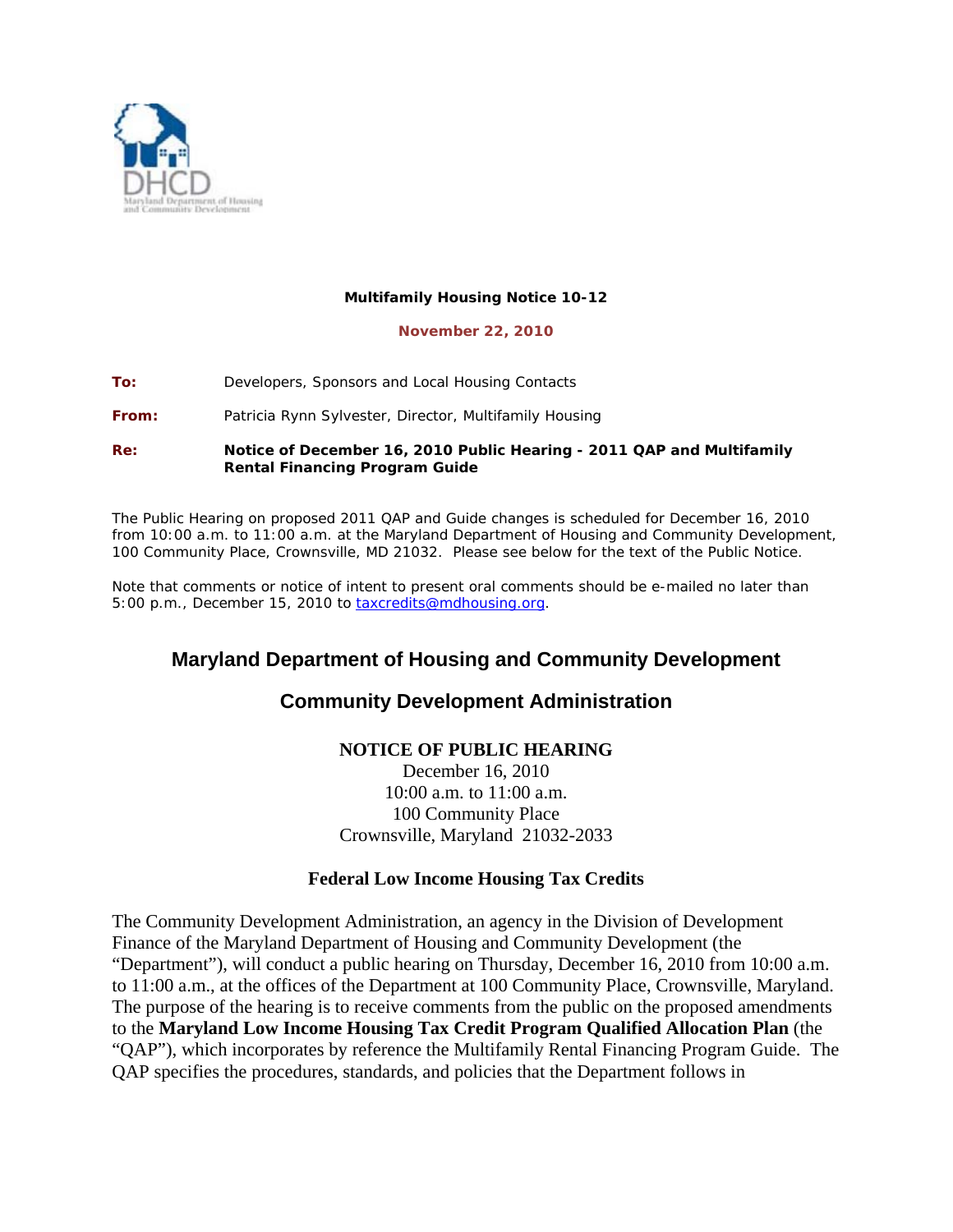**Multifamily Housing Notice 10-12**

**November 22, 2010**

**To:** Developers, Sponsors and Local Housing Contacts

**From:** Patricia Rynn Sylvester, Director, Multifamily Housing

**Re:** **Notice of December 16, 2010 Public Hearing - 2011 QAP and Multifamily Rental Financing Program Guide**

The Public Hearing on proposed 2011 QAP and Guide changes is scheduled for December 16, 2010 from 10:00 a.m. to 11:00 a.m. at the Maryland Department of Housing and Community Development, 100 Community Place, Crownsville, MD 21032. Please see below for the text of the Public Notice.

Note that comments or notice of intent to present oral comments should be e-mailed no later than 5:00 p.m., December 15, 2010 to taxcredits@mdhousing.org.

## Maryland Department of Housing and Community Development

## Community Development Administration

### NOTICE OF PUBLIC HEARING

December 16, 2010
10:00 a.m. to 11:00 a.m.
100 Community Place
Crownsville, Maryland 21032-2033

### Federal Low Income Housing Tax Credits

The Community Development Administration, an agency in the Division of Development Finance of the Maryland Department of Housing and Community Development (the "Department"), will conduct a public hearing on Thursday, December 16, 2010 from 10:00 a.m. to 11:00 a.m., at the offices of the Department at 100 Community Place, Crownsville, Maryland. The purpose of the hearing is to receive comments from the public on the proposed amendments to the **Maryland Low Income Housing Tax Credit Program Qualified Allocation Plan** (the "QAP"), which incorporates by reference the Multifamily Rental Financing Program Guide. The QAP specifies the procedures, standards, and policies that the Department follows in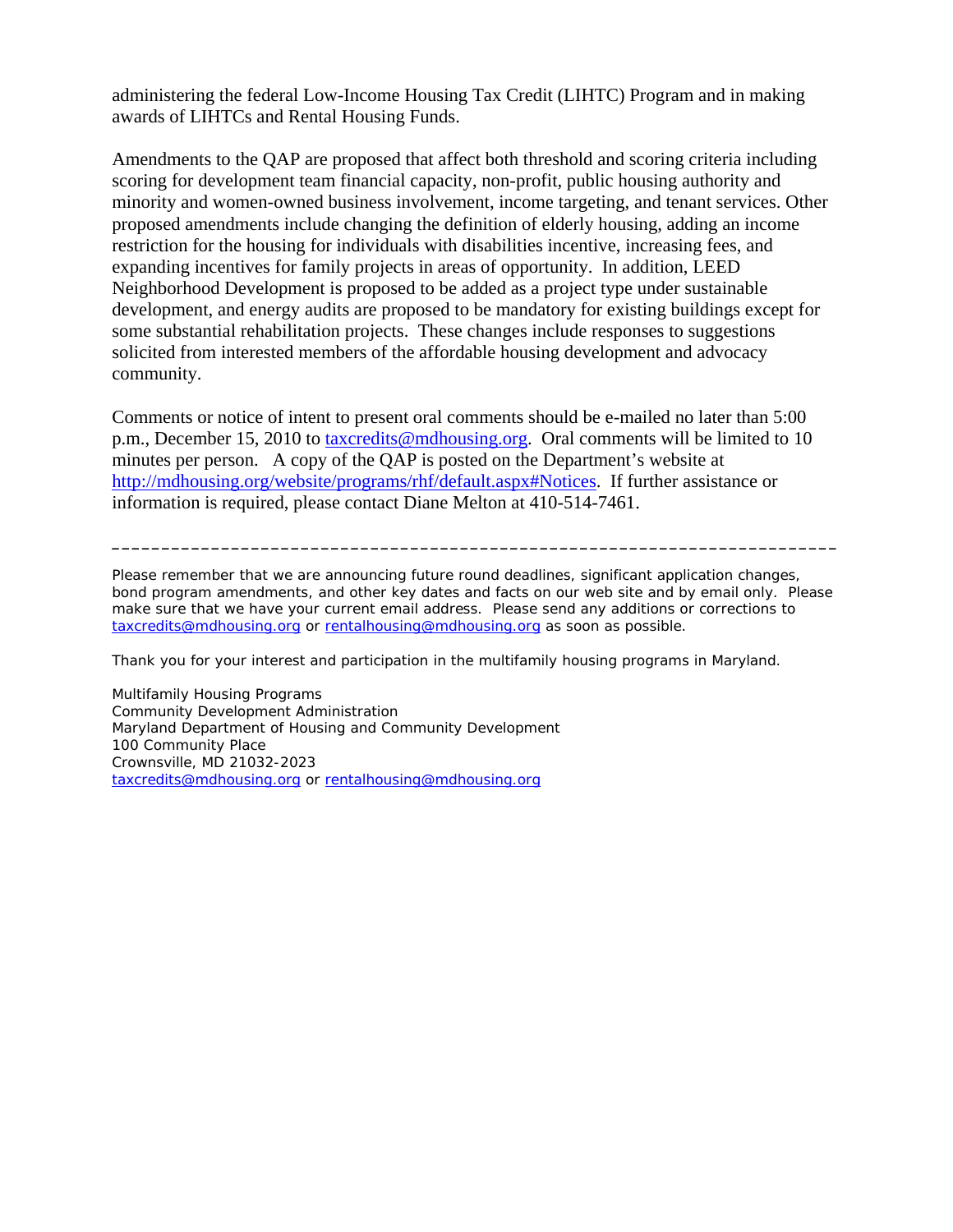administering the federal Low-Income Housing Tax Credit (LIHTC) Program and in making awards of LIHTCs and Rental Housing Funds.

Amendments to the QAP are proposed that affect both threshold and scoring criteria including scoring for development team financial capacity, non-profit, public housing authority and minority and women-owned business involvement, income targeting, and tenant services. Other proposed amendments include changing the definition of elderly housing, adding an income restriction for the housing for individuals with disabilities incentive, increasing fees, and expanding incentives for family projects in areas of opportunity. In addition, LEED Neighborhood Development is proposed to be added as a project type under sustainable development, and energy audits are proposed to be mandatory for existing buildings except for some substantial rehabilitation projects. These changes include responses to suggestions solicited from interested members of the affordable housing development and advocacy community.

Comments or notice of intent to present oral comments should be e-mailed no later than 5:00 p.m., December 15, 2010 to taxcredits@mdhousing.org. Oral comments will be limited to 10 minutes per person. A copy of the QAP is posted on the Department's website at http://mdhousing.org/website/programs/rhf/default.aspx#Notices. If further assistance or information is required, please contact Diane Melton at 410-514-7461.

---

Please remember that we are announcing future round deadlines, significant application changes, bond program amendments, and other key dates and facts on our web site and by email only. Please make sure that we have your current email address. Please send any additions or corrections to taxcredits@mdhousing.org or rentalhousing@mdhousing.org as soon as possible.

Thank you for your interest and participation in the multifamily housing programs in Maryland.

Multifamily Housing Programs
Community Development Administration
Maryland Department of Housing and Community Development
100 Community Place
Crownsville, MD 21032-2023
taxcredits@mdhousing.org or rentalhousing@mdhousing.org